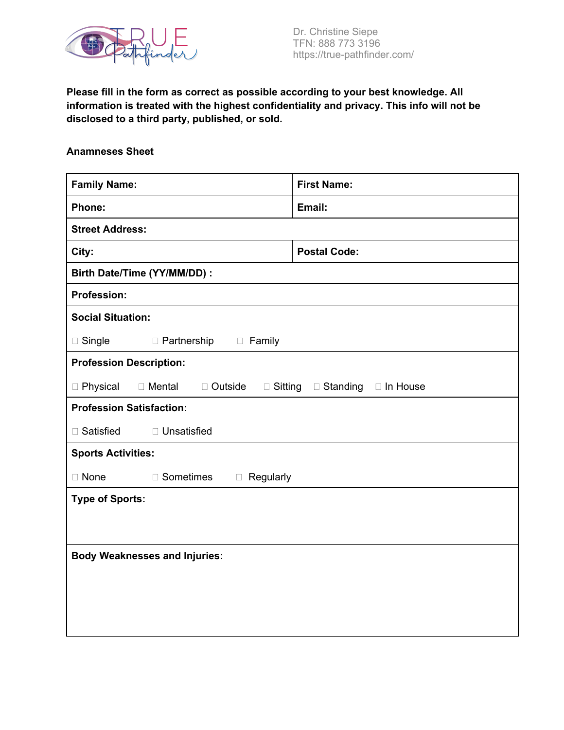Dr. Christine Siepe
TFN: 888 773 3196
https://true-pathfinder.com/

**Please fill in the form as correct as possible according to your best knowledge. All information is treated with the highest confidentiality and privacy. This info will not be disclosed to a third party, published, or sold.**

**Anamneses Sheet**

| **Family Name:** | **First Name:** |
|---|---|
| **Phone:** | **Email:** |
| **Street Address:** | |
| **City:** | **Postal Code:** |
| **Birth Date/Time (YY/MM/DD) :** | |
| **Profession:** | |
| **Social Situation:**<br><br>☐ Single ☐ Partnership ☐ Family | |
| **Profession Description:**<br><br>☐ Physical ☐ Mental ☐ Outside ☐ Sitting ☐ Standing ☐ In House | |
| **Profession Satisfaction:**<br><br>☐ Satisfied ☐ Unsatisfied | |
| **Sports Activities:**<br><br>☐ None ☐ Sometimes ☐ Regularly | |
| **Type of Sports:** | |
| **Body Weaknesses and Injuries:** | |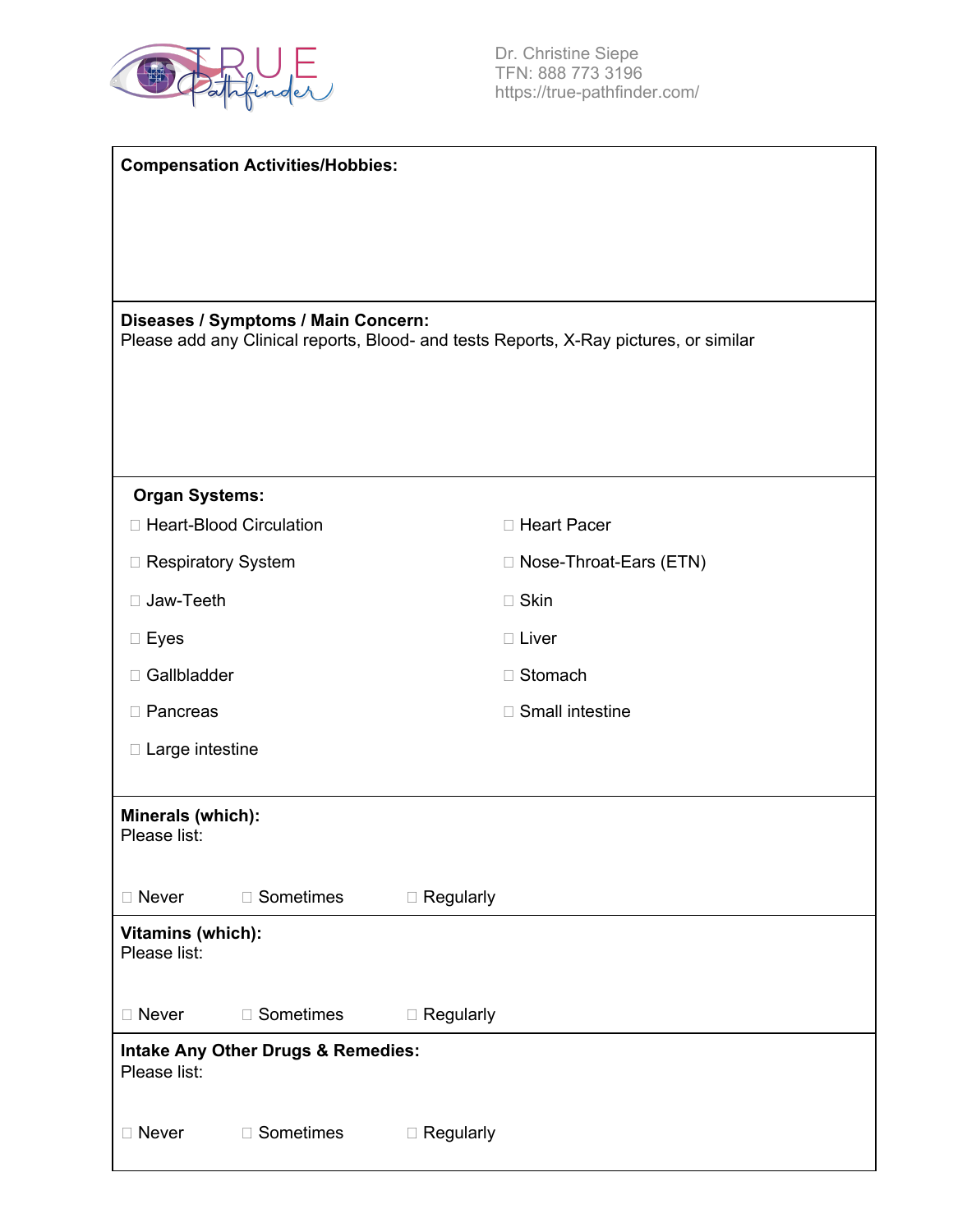**Compensation Activities/Hobbies:**

**Diseases / Symptoms / Main Concern:**
Please add any Clinical reports, Blood- and tests Reports, X-Ray pictures, or similar

**Organ Systems:**

- ☐ Heart-Blood Circulation
- ☐ Heart Pacer
- ☐ Respiratory System
- ☐ Nose-Throat-Ears (ETN)
- ☐ Jaw-Teeth
- ☐ Skin
- ☐ Eyes
- ☐ Liver
- ☐ Gallbladder
- ☐ Stomach
- ☐ Pancreas
- ☐ Small intestine
- ☐ Large intestine

**Minerals (which):**
Please list:

☐ Never ☐ Sometimes ☐ Regularly

**Vitamins (which):**
Please list:

☐ Never ☐ Sometimes ☐ Regularly

**Intake Any Other Drugs & Remedies:**
Please list:

☐ Never ☐ Sometimes ☐ Regularly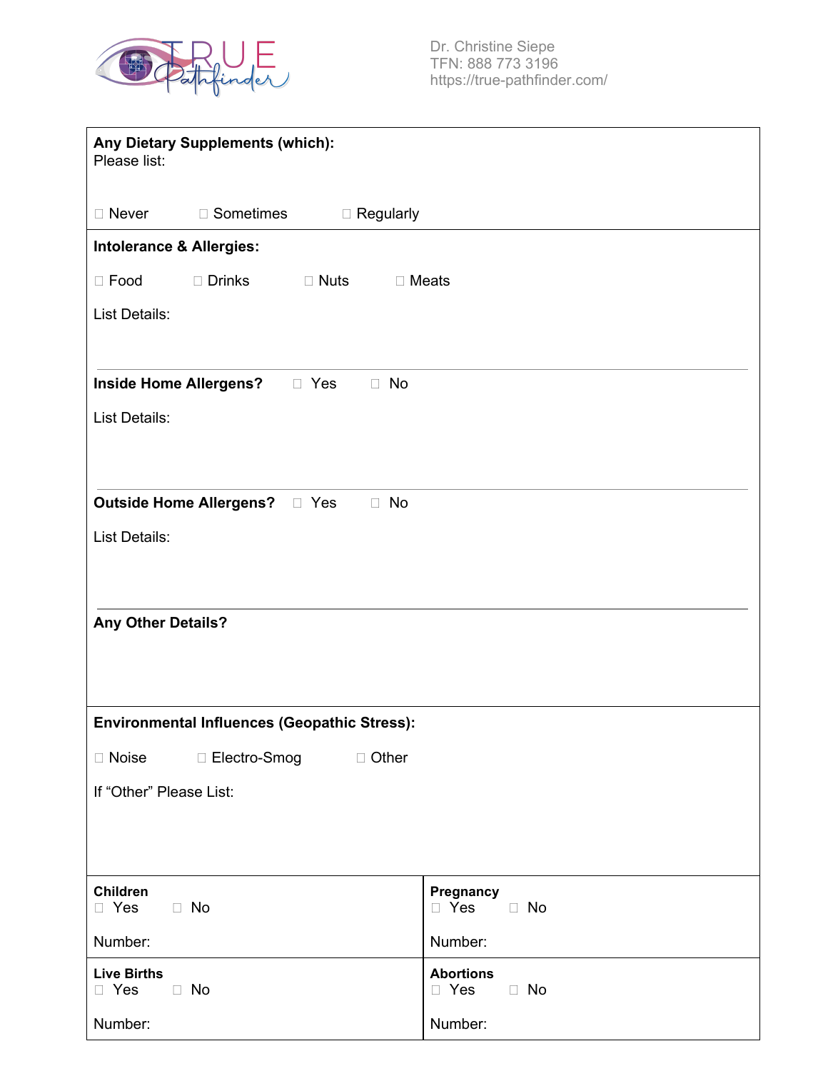**Any Dietary Supplements (which):**
Please list:

☐ Never ☐ Sometimes ☐ Regularly

**Intolerance & Allergies:**

☐ Food ☐ Drinks ☐ Nuts ☐ Meats

List Details:

---

**Inside Home Allergens?** ☐ Yes ☐ No

List Details:

---

**Outside Home Allergens?** ☐ Yes ☐ No

List Details:

---

**Any Other Details?**

**Environmental Influences (Geopathic Stress):**

☐ Noise ☐ Electro-Smog ☐ Other

If "Other" Please List:

| **Children**<br>☐ Yes ☐ No<br><br>Number: | **Pregnancy**<br>☐ Yes ☐ No<br><br>Number: |
|---|---|
| **Live Births**<br>☐ Yes ☐ No<br><br>Number: | **Abortions**<br>☐ Yes ☐ No<br><br>Number: |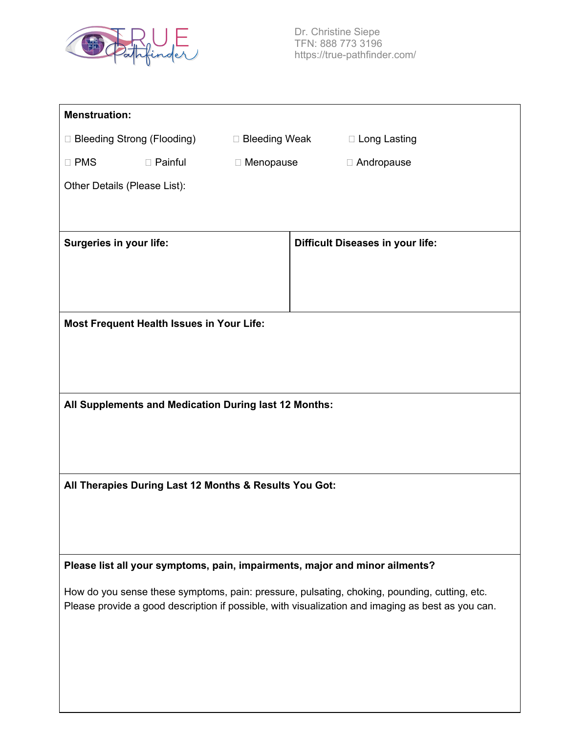Dr. Christine Siepe
TFN: 888 773 3196
https://true-pathfinder.com/

**Menstruation:**

☐ Bleeding Strong (Flooding) ☐ Bleeding Weak ☐ Long Lasting

☐ PMS ☐ Painful ☐ Menopause ☐ Andropause

Other Details (Please List):

| **Surgeries in your life:** | **Difficult Diseases in your life:** |
|---|---|
| | |

**Most Frequent Health Issues in Your Life:**

**All Supplements and Medication During last 12 Months:**

**All Therapies During Last 12 Months & Results You Got:**

**Please list all your symptoms, pain, impairments, major and minor ailments?**

How do you sense these symptoms, pain: pressure, pulsating, choking, pounding, cutting, etc. Please provide a good description if possible, with visualization and imaging as best as you can.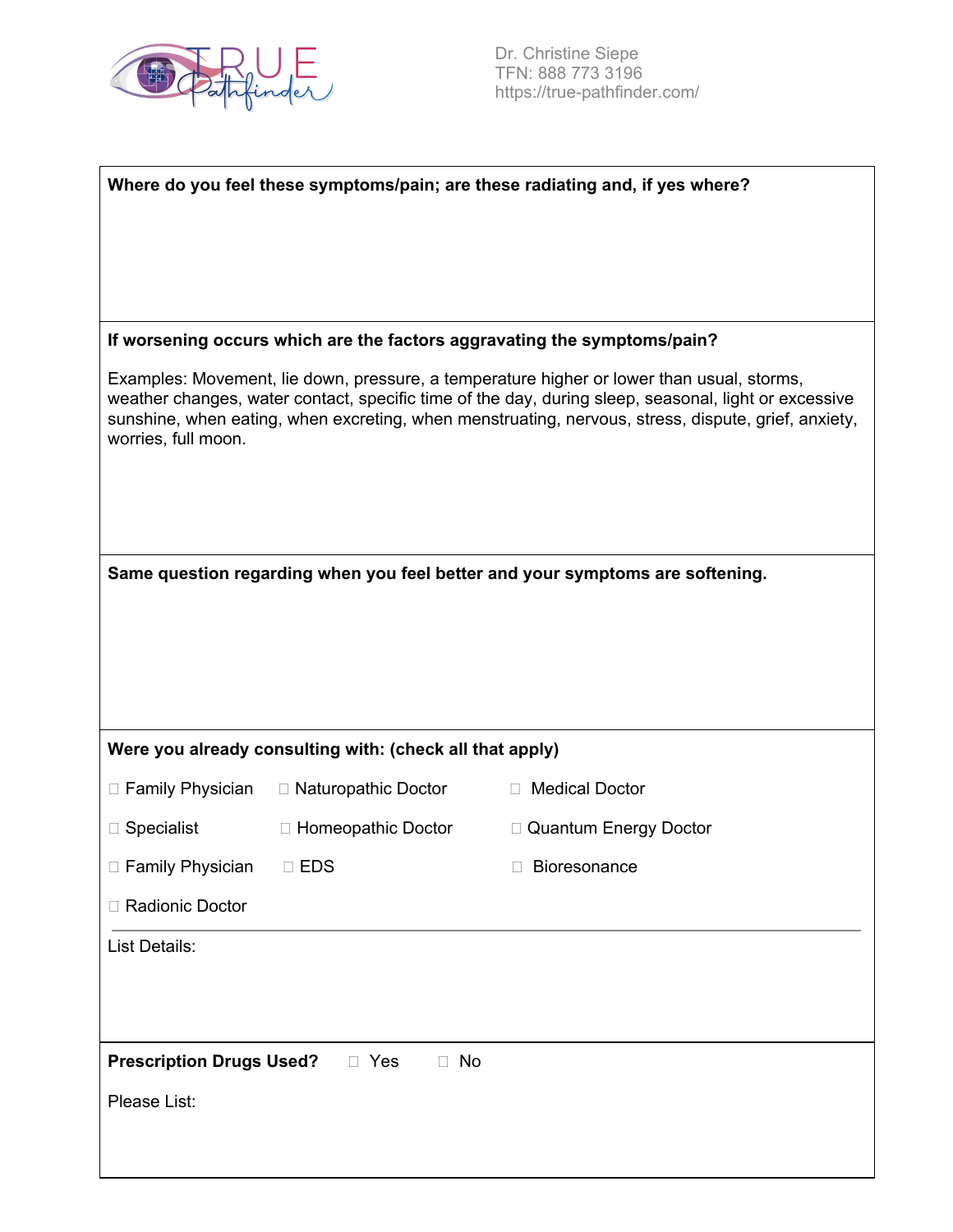**Where do you feel these symptoms/pain; are these radiating and, if yes where?**

**If worsening occurs which are the factors aggravating the symptoms/pain?**

Examples: Movement, lie down, pressure, a temperature higher or lower than usual, storms, weather changes, water contact, specific time of the day, during sleep, seasonal, light or excessive sunshine, when eating, when excreting, when menstruating, nervous, stress, dispute, grief, anxiety, worries, full moon.

**Same question regarding when you feel better and your symptoms are softening.**

**Were you already consulting with: (check all that apply)**

- ☐ Family Physician
- ☐ Naturopathic Doctor
- ☐ Medical Doctor
- ☐ Specialist
- ☐ Homeopathic Doctor
- ☐ Quantum Energy Doctor
- ☐ Family Physician
- ☐ EDS
- ☐ Bioresonance
- ☐ Radionic Doctor

List Details:

**Prescription Drugs Used?** ☐ Yes ☐ No

Please List: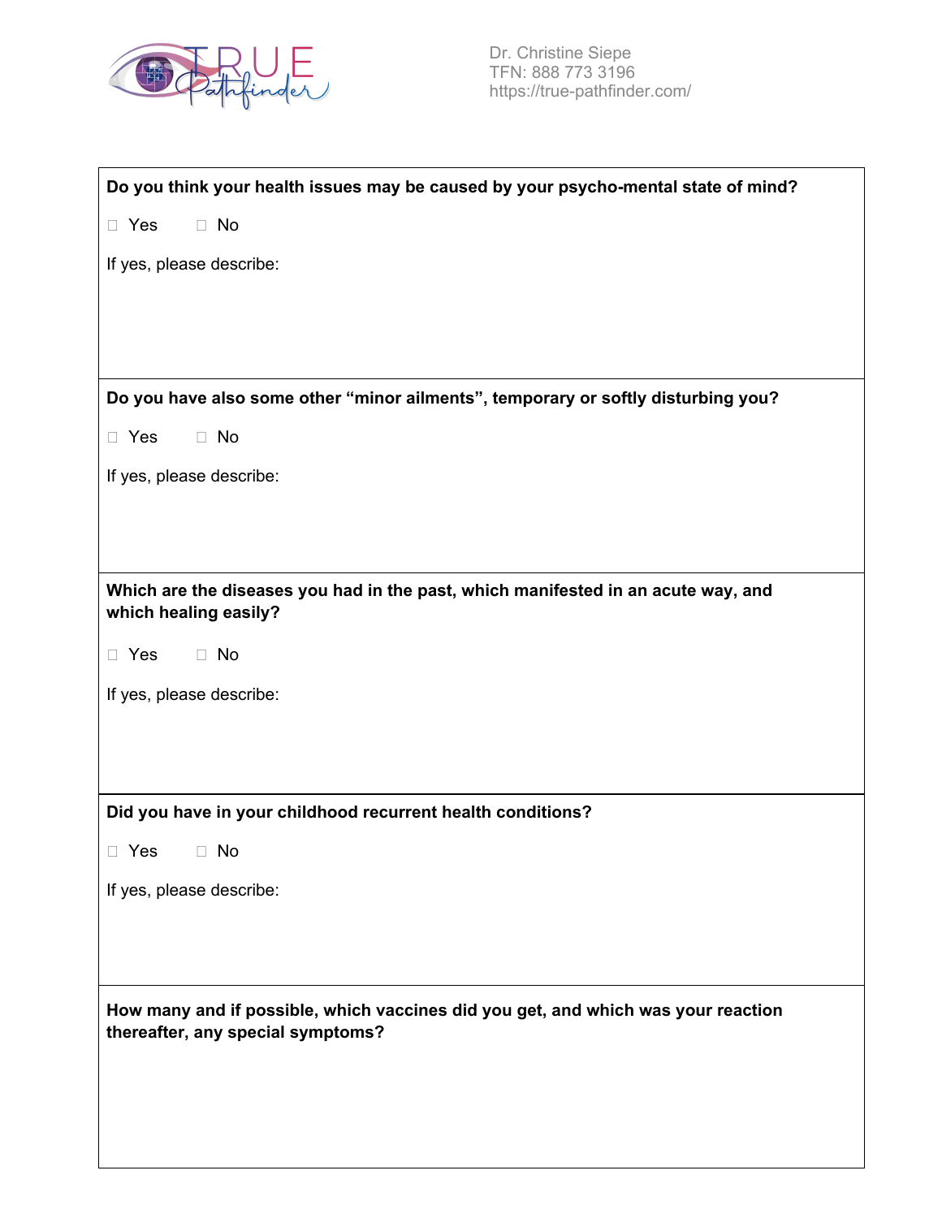**Do you think your health issues may be caused by your psycho-mental state of mind?**

☐ Yes ☐ No

If yes, please describe:

**Do you have also some other “minor ailments”, temporary or softly disturbing you?**

☐ Yes ☐ No

If yes, please describe:

**Which are the diseases you had in the past, which manifested in an acute way, and which healing easily?**

☐ Yes ☐ No

If yes, please describe:

**Did you have in your childhood recurrent health conditions?**

☐ Yes ☐ No

If yes, please describe:

**How many and if possible, which vaccines did you get, and which was your reaction thereafter, any special symptoms?**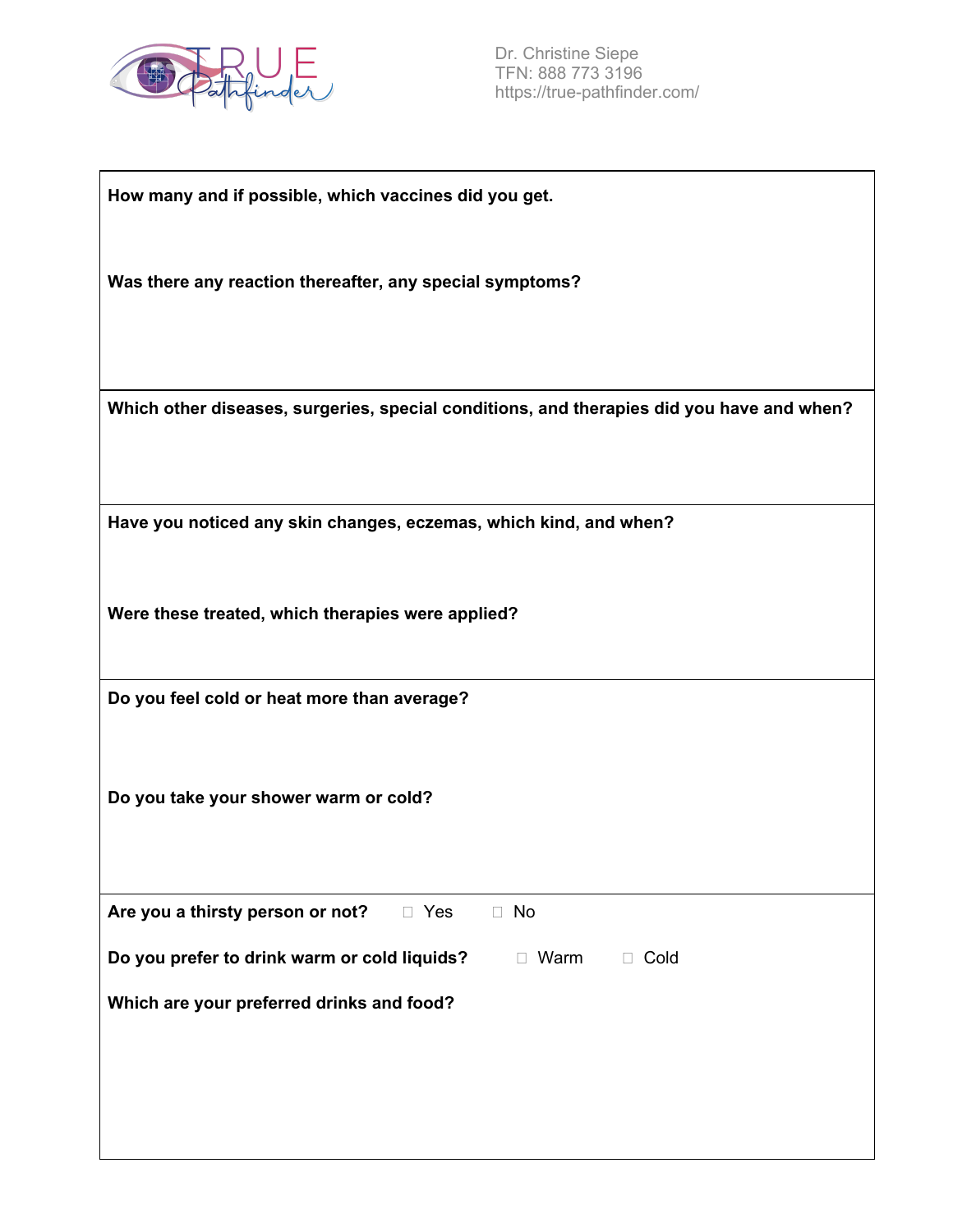Dr. Christine Siepe
TFN: 888 773 3196
https://true-pathfinder.com/

**How many and if possible, which vaccines did you get.**

**Was there any reaction thereafter, any special symptoms?**

**Which other diseases, surgeries, special conditions, and therapies did you have and when?**

**Have you noticed any skin changes, eczemas, which kind, and when?**

**Were these treated, which therapies were applied?**

**Do you feel cold or heat more than average?**

**Do you take your shower warm or cold?**

**Are you a thirsty person or not?** ☐ Yes ☐ No

**Do you prefer to drink warm or cold liquids?** ☐ Warm ☐ Cold

**Which are your preferred drinks and food?**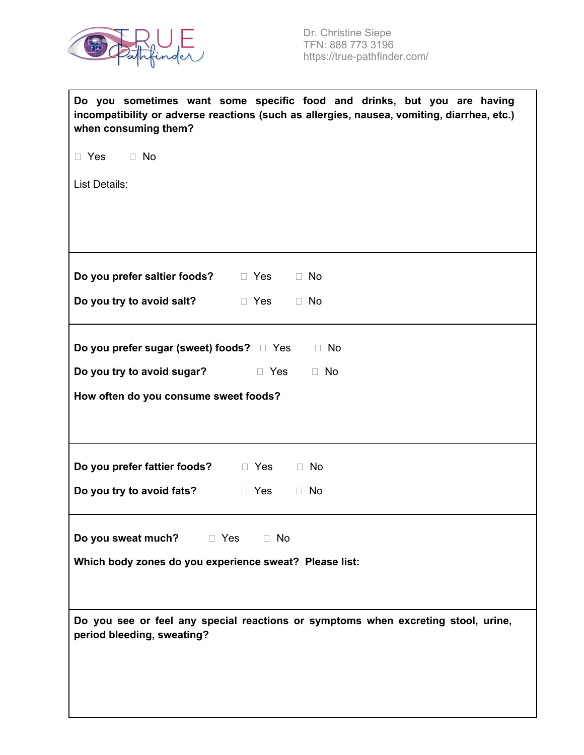**Do you sometimes want some specific food and drinks, but you are having incompatibility or adverse reactions (such as allergies, nausea, vomiting, diarrhea, etc.) when consuming them?**

☐ Yes ☐ No

List Details:

---

**Do you prefer saltier foods?** ☐ Yes ☐ No

**Do you try to avoid salt?** ☐ Yes ☐ No

---

**Do you prefer sugar (sweet) foods?** ☐ Yes ☐ No

**Do you try to avoid sugar?** ☐ Yes ☐ No

**How often do you consume sweet foods?**

---

**Do you prefer fattier foods?** ☐ Yes ☐ No

**Do you try to avoid fats?** ☐ Yes ☐ No

---

**Do you sweat much?** ☐ Yes ☐ No

**Which body zones do you experience sweat? Please list:**

---

**Do you see or feel any special reactions or symptoms when excreting stool, urine, period bleeding, sweating?**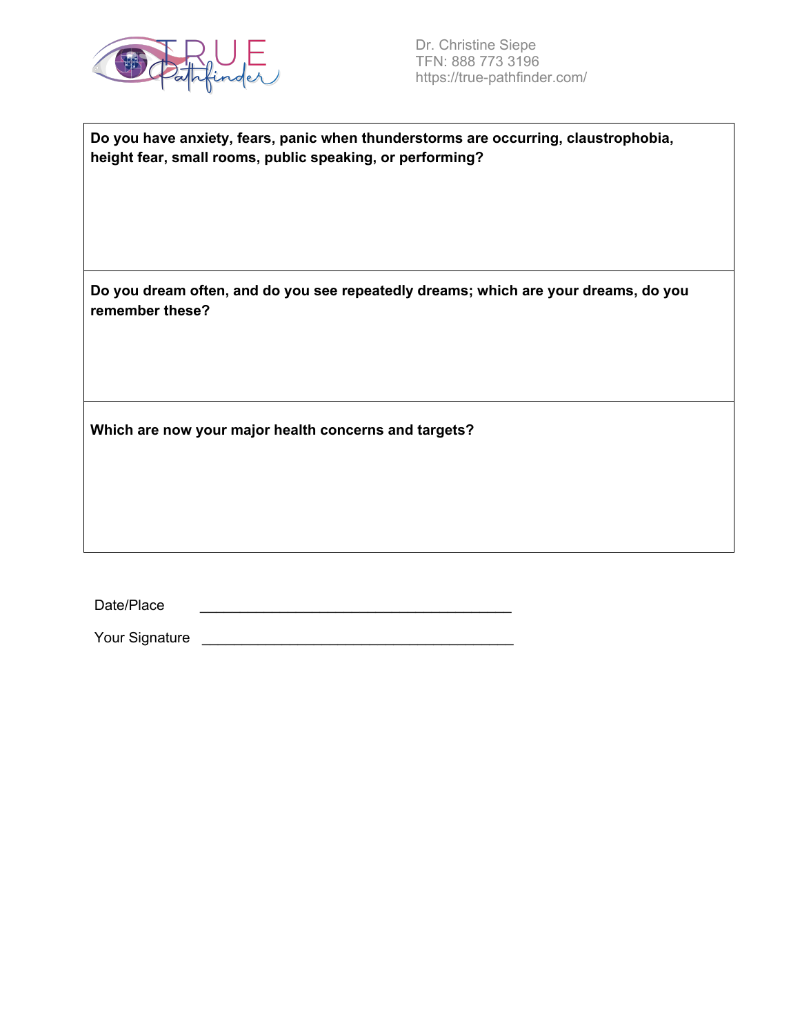**Do you have anxiety, fears, panic when thunderstorms are occurring, claustrophobia, height fear, small rooms, public speaking, or performing?**

**Do you dream often, and do you see repeatedly dreams; which are your dreams, do you remember these?**

**Which are now your major health concerns and targets?**

Date/Place \_\_\_\_\_\_\_\_\_\_\_\_\_\_\_\_\_\_\_\_\_\_\_\_\_\_\_\_\_\_\_\_\_\_\_\_\_\_\_\_

Your Signature \_\_\_\_\_\_\_\_\_\_\_\_\_\_\_\_\_\_\_\_\_\_\_\_\_\_\_\_\_\_\_\_\_\_\_\_\_\_\_\_